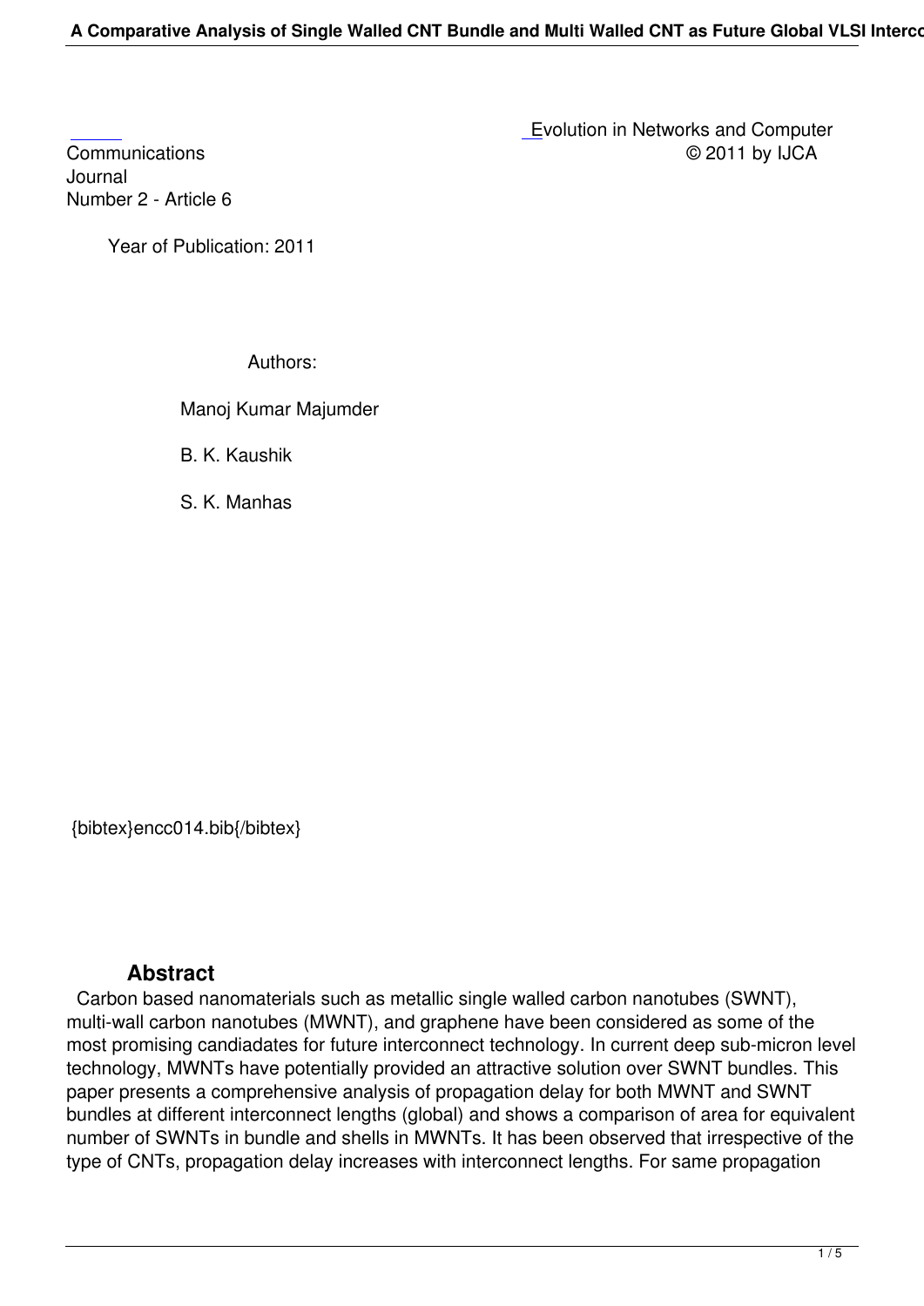Evolution in Networks and Computer Communications © 2011 by IJCA
Journal
Number 2 - Article 6

Year of Publication: 2011

Authors:

Manoj Kumar Majumder

B. K. Kaushik

S. K. Manhas

{bibtex}encc014.bib{/bibtex}

## Abstract

Carbon based nanomaterials such as metallic single walled carbon nanotubes (SWNT), multi-wall carbon nanotubes (MWNT), and graphene have been considered as some of the most promising candiadates for future interconnect technology. In current deep sub-micron level technology, MWNTs have potentially provided an attractive solution over SWNT bundles. This paper presents a comprehensive analysis of propagation delay for both MWNT and SWNT bundles at different interconnect lengths (global) and shows a comparison of area for equivalent number of SWNTs in bundle and shells in MWNTs. It has been observed that irrespective of the type of CNTs, propagation delay increases with interconnect lengths. For same propagation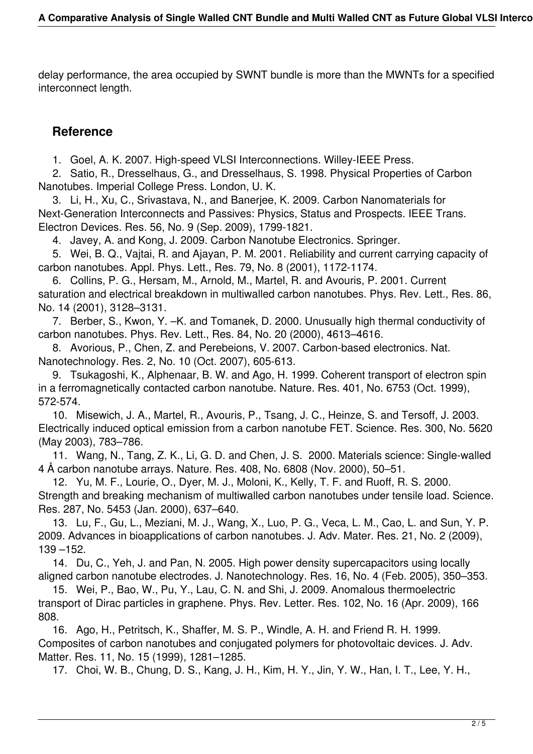delay performance, the area occupied by SWNT bundle is more than the MWNTs for a specified interconnect length.

## Reference

1. Goel, A. K. 2007. High-speed VLSI Interconnections. Willey-IEEE Press.
2. Satio, R., Dresselhaus, G., and Dresselhaus, S. 1998. Physical Properties of Carbon Nanotubes. Imperial College Press. London, U. K.
3. Li, H., Xu, C., Srivastava, N., and Banerjee, K. 2009. Carbon Nanomaterials for Next-Generation Interconnects and Passives: Physics, Status and Prospects. IEEE Trans. Electron Devices. Res. 56, No. 9 (Sep. 2009), 1799-1821.
4. Javey, A. and Kong, J. 2009. Carbon Nanotube Electronics. Springer.
5. Wei, B. Q., Vajtai, R. and Ajayan, P. M. 2001. Reliability and current carrying capacity of carbon nanotubes. Appl. Phys. Lett., Res. 79, No. 8 (2001), 1172-1174.
6. Collins, P. G., Hersam, M., Arnold, M., Martel, R. and Avouris, P. 2001. Current saturation and electrical breakdown in multiwalled carbon nanotubes. Phys. Rev. Lett., Res. 86, No. 14 (2001), 3128–3131.
7. Berber, S., Kwon, Y. –K. and Tomanek, D. 2000. Unusually high thermal conductivity of carbon nanotubes. Phys. Rev. Lett., Res. 84, No. 20 (2000), 4613–4616.
8. Avorious, P., Chen, Z. and Perebeions, V. 2007. Carbon-based electronics. Nat. Nanotechnology. Res. 2, No. 10 (Oct. 2007), 605-613.
9. Tsukagoshi, K., Alphenaar, B. W. and Ago, H. 1999. Coherent transport of electron spin in a ferromagnetically contacted carbon nanotube. Nature. Res. 401, No. 6753 (Oct. 1999), 572-574.
10. Misewich, J. A., Martel, R., Avouris, P., Tsang, J. C., Heinze, S. and Tersoff, J. 2003. Electrically induced optical emission from a carbon nanotube FET. Science. Res. 300, No. 5620 (May 2003), 783–786.
11. Wang, N., Tang, Z. K., Li, G. D. and Chen, J. S. 2000. Materials science: Single-walled 4 Å carbon nanotube arrays. Nature. Res. 408, No. 6808 (Nov. 2000), 50–51.
12. Yu, M. F., Lourie, O., Dyer, M. J., Moloni, K., Kelly, T. F. and Ruoff, R. S. 2000. Strength and breaking mechanism of multiwalled carbon nanotubes under tensile load. Science. Res. 287, No. 5453 (Jan. 2000), 637–640.
13. Lu, F., Gu, L., Meziani, M. J., Wang, X., Luo, P. G., Veca, L. M., Cao, L. and Sun, Y. P. 2009. Advances in bioapplications of carbon nanotubes. J. Adv. Mater. Res. 21, No. 2 (2009), 139 –152.
14. Du, C., Yeh, J. and Pan, N. 2005. High power density supercapacitors using locally aligned carbon nanotube electrodes. J. Nanotechnology. Res. 16, No. 4 (Feb. 2005), 350–353.
15. Wei, P., Bao, W., Pu, Y., Lau, C. N. and Shi, J. 2009. Anomalous thermoelectric transport of Dirac particles in graphene. Phys. Rev. Letter. Res. 102, No. 16 (Apr. 2009), 166 808.
16. Ago, H., Petritsch, K., Shaffer, M. S. P., Windle, A. H. and Friend R. H. 1999. Composites of carbon nanotubes and conjugated polymers for photovoltaic devices. J. Adv. Matter. Res. 11, No. 15 (1999), 1281–1285.
17. Choi, W. B., Chung, D. S., Kang, J. H., Kim, H. Y., Jin, Y. W., Han, I. T., Lee, Y. H.,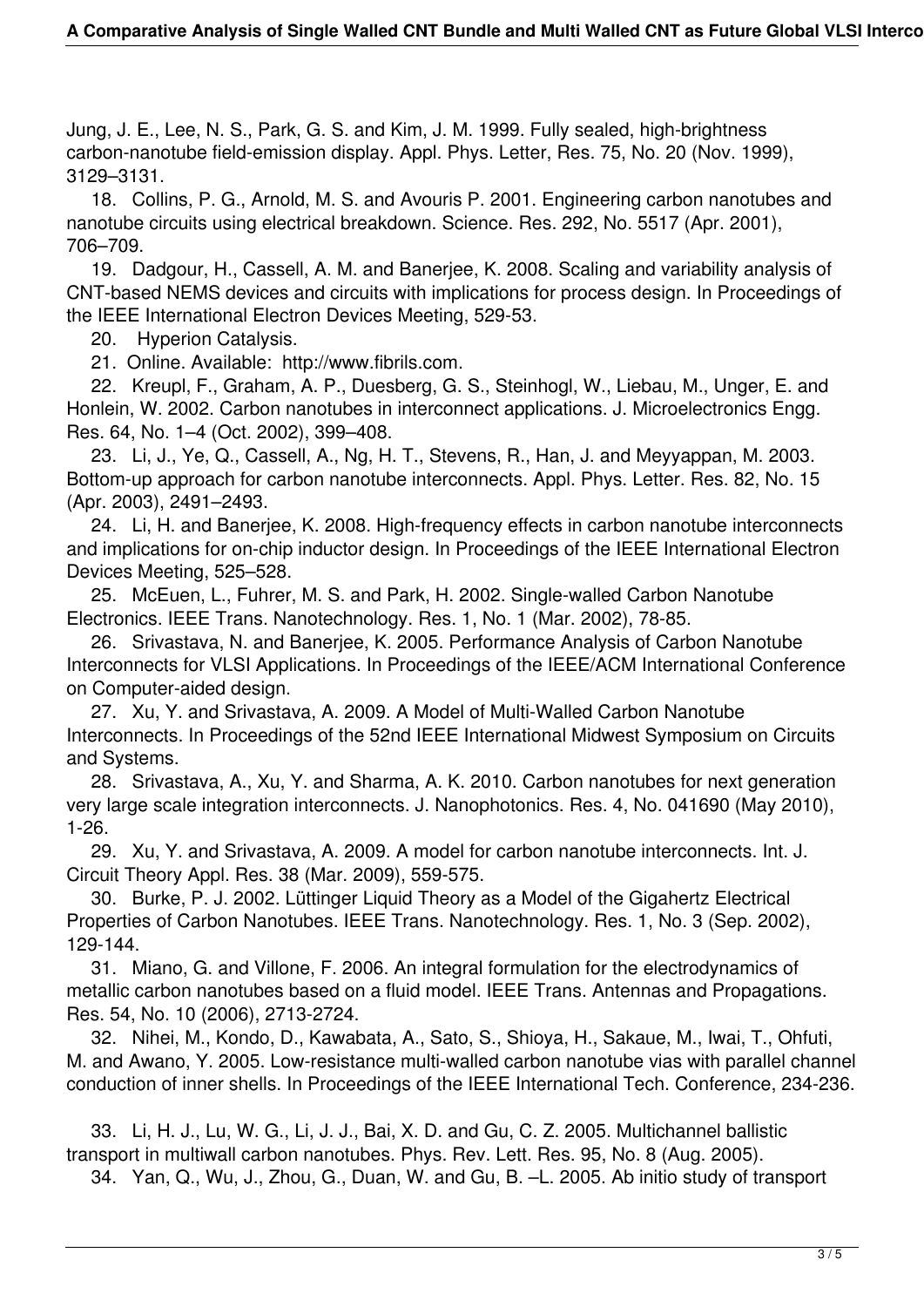Jung, J. E., Lee, N. S., Park, G. S. and Kim, J. M. 1999. Fully sealed, high-brightness carbon-nanotube field-emission display. Appl. Phys. Letter, Res. 75, No. 20 (Nov. 1999), 3129–3131.

18. Collins, P. G., Arnold, M. S. and Avouris P. 2001. Engineering carbon nanotubes and nanotube circuits using electrical breakdown. Science. Res. 292, No. 5517 (Apr. 2001), 706–709.

19. Dadgour, H., Cassell, A. M. and Banerjee, K. 2008. Scaling and variability analysis of CNT-based NEMS devices and circuits with implications for process design. In Proceedings of the IEEE International Electron Devices Meeting, 529-53.

20. Hyperion Catalysis.

21. Online. Available: http://www.fibrils.com.

22. Kreupl, F., Graham, A. P., Duesberg, G. S., Steinhogl, W., Liebau, M., Unger, E. and Honlein, W. 2002. Carbon nanotubes in interconnect applications. J. Microelectronics Engg. Res. 64, No. 1–4 (Oct. 2002), 399–408.

23. Li, J., Ye, Q., Cassell, A., Ng, H. T., Stevens, R., Han, J. and Meyyappan, M. 2003. Bottom-up approach for carbon nanotube interconnects. Appl. Phys. Letter. Res. 82, No. 15 (Apr. 2003), 2491–2493.

24. Li, H. and Banerjee, K. 2008. High-frequency effects in carbon nanotube interconnects and implications for on-chip inductor design. In Proceedings of the IEEE International Electron Devices Meeting, 525–528.

25. McEuen, L., Fuhrer, M. S. and Park, H. 2002. Single-walled Carbon Nanotube Electronics. IEEE Trans. Nanotechnology. Res. 1, No. 1 (Mar. 2002), 78-85.

26. Srivastava, N. and Banerjee, K. 2005. Performance Analysis of Carbon Nanotube Interconnects for VLSI Applications. In Proceedings of the IEEE/ACM International Conference on Computer-aided design.

27. Xu, Y. and Srivastava, A. 2009. A Model of Multi-Walled Carbon Nanotube Interconnects. In Proceedings of the 52nd IEEE International Midwest Symposium on Circuits and Systems.

28. Srivastava, A., Xu, Y. and Sharma, A. K. 2010. Carbon nanotubes for next generation very large scale integration interconnects. J. Nanophotonics. Res. 4, No. 041690 (May 2010), 1-26.

29. Xu, Y. and Srivastava, A. 2009. A model for carbon nanotube interconnects. Int. J. Circuit Theory Appl. Res. 38 (Mar. 2009), 559-575.

30. Burke, P. J. 2002. Lüttinger Liquid Theory as a Model of the Gigahertz Electrical Properties of Carbon Nanotubes. IEEE Trans. Nanotechnology. Res. 1, No. 3 (Sep. 2002), 129-144.

31. Miano, G. and Villone, F. 2006. An integral formulation for the electrodynamics of metallic carbon nanotubes based on a fluid model. IEEE Trans. Antennas and Propagations. Res. 54, No. 10 (2006), 2713-2724.

32. Nihei, M., Kondo, D., Kawabata, A., Sato, S., Shioya, H., Sakaue, M., Iwai, T., Ohfuti, M. and Awano, Y. 2005. Low-resistance multi-walled carbon nanotube vias with parallel channel conduction of inner shells. In Proceedings of the IEEE International Tech. Conference, 234-236.

33. Li, H. J., Lu, W. G., Li, J. J., Bai, X. D. and Gu, C. Z. 2005. Multichannel ballistic transport in multiwall carbon nanotubes. Phys. Rev. Lett. Res. 95, No. 8 (Aug. 2005).

34. Yan, Q., Wu, J., Zhou, G., Duan, W. and Gu, B. –L. 2005. Ab initio study of transport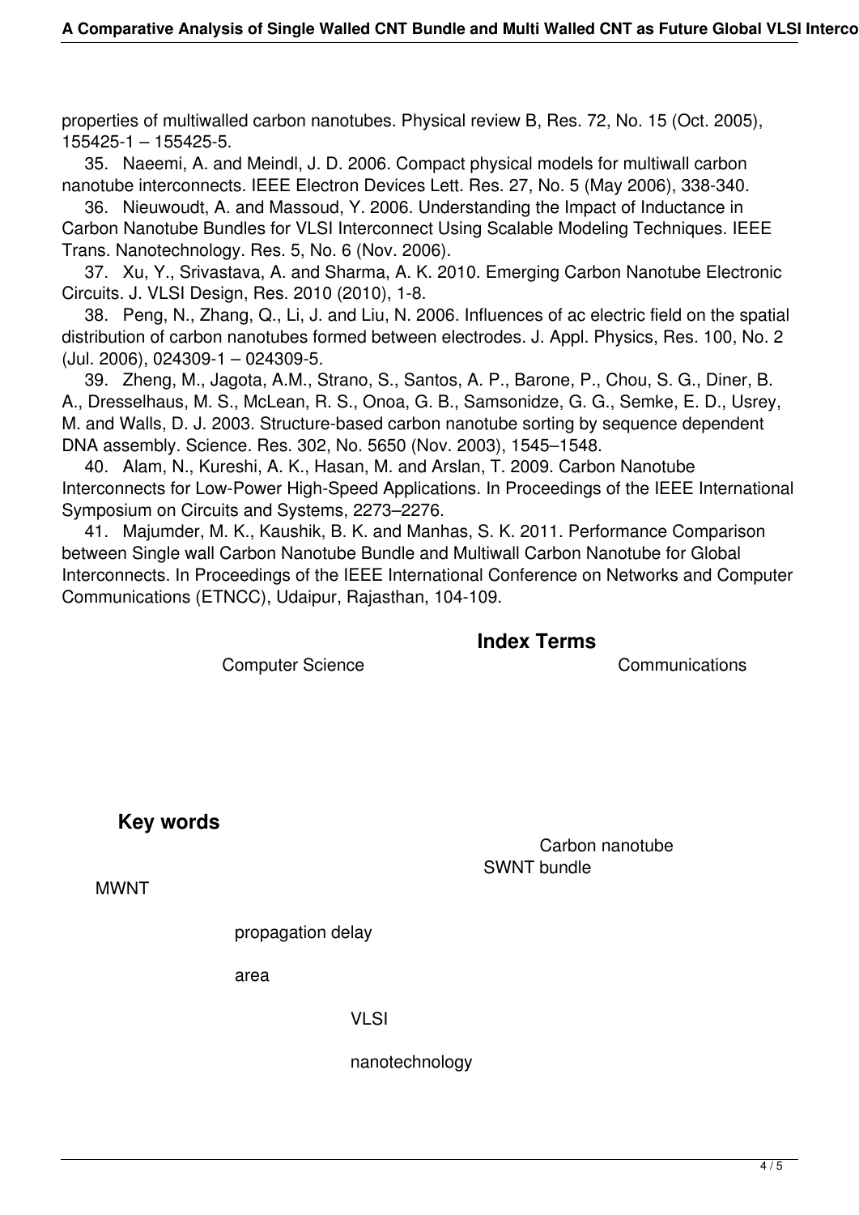properties of multiwalled carbon nanotubes. Physical review B, Res. 72, No. 15 (Oct. 2005), 155425-1 – 155425-5.

35. Naeemi, A. and Meindl, J. D. 2006. Compact physical models for multiwall carbon nanotube interconnects. IEEE Electron Devices Lett. Res. 27, No. 5 (May 2006), 338-340.

36. Nieuwoudt, A. and Massoud, Y. 2006. Understanding the Impact of Inductance in Carbon Nanotube Bundles for VLSI Interconnect Using Scalable Modeling Techniques. IEEE Trans. Nanotechnology. Res. 5, No. 6 (Nov. 2006).

37. Xu, Y., Srivastava, A. and Sharma, A. K. 2010. Emerging Carbon Nanotube Electronic Circuits. J. VLSI Design, Res. 2010 (2010), 1-8.

38. Peng, N., Zhang, Q., Li, J. and Liu, N. 2006. Influences of ac electric field on the spatial distribution of carbon nanotubes formed between electrodes. J. Appl. Physics, Res. 100, No. 2 (Jul. 2006), 024309-1 – 024309-5.

39. Zheng, M., Jagota, A.M., Strano, S., Santos, A. P., Barone, P., Chou, S. G., Diner, B. A., Dresselhaus, M. S., McLean, R. S., Onoa, G. B., Samsonidze, G. G., Semke, E. D., Usrey, M. and Walls, D. J. 2003. Structure-based carbon nanotube sorting by sequence dependent DNA assembly. Science. Res. 302, No. 5650 (Nov. 2003), 1545–1548.

40. Alam, N., Kureshi, A. K., Hasan, M. and Arslan, T. 2009. Carbon Nanotube Interconnects for Low-Power High-Speed Applications. In Proceedings of the IEEE International Symposium on Circuits and Systems, 2273–2276.

41. Majumder, M. K., Kaushik, B. K. and Manhas, S. K. 2011. Performance Comparison between Single wall Carbon Nanotube Bundle and Multiwall Carbon Nanotube for Global Interconnects. In Proceedings of the IEEE International Conference on Networks and Computer Communications (ETNCC), Udaipur, Rajasthan, 104-109.

## Index Terms

Computer Science

Communications

## Key words

Carbon nanotube

SWNT bundle

MWNT

propagation delay

area

VLSI

nanotechnology